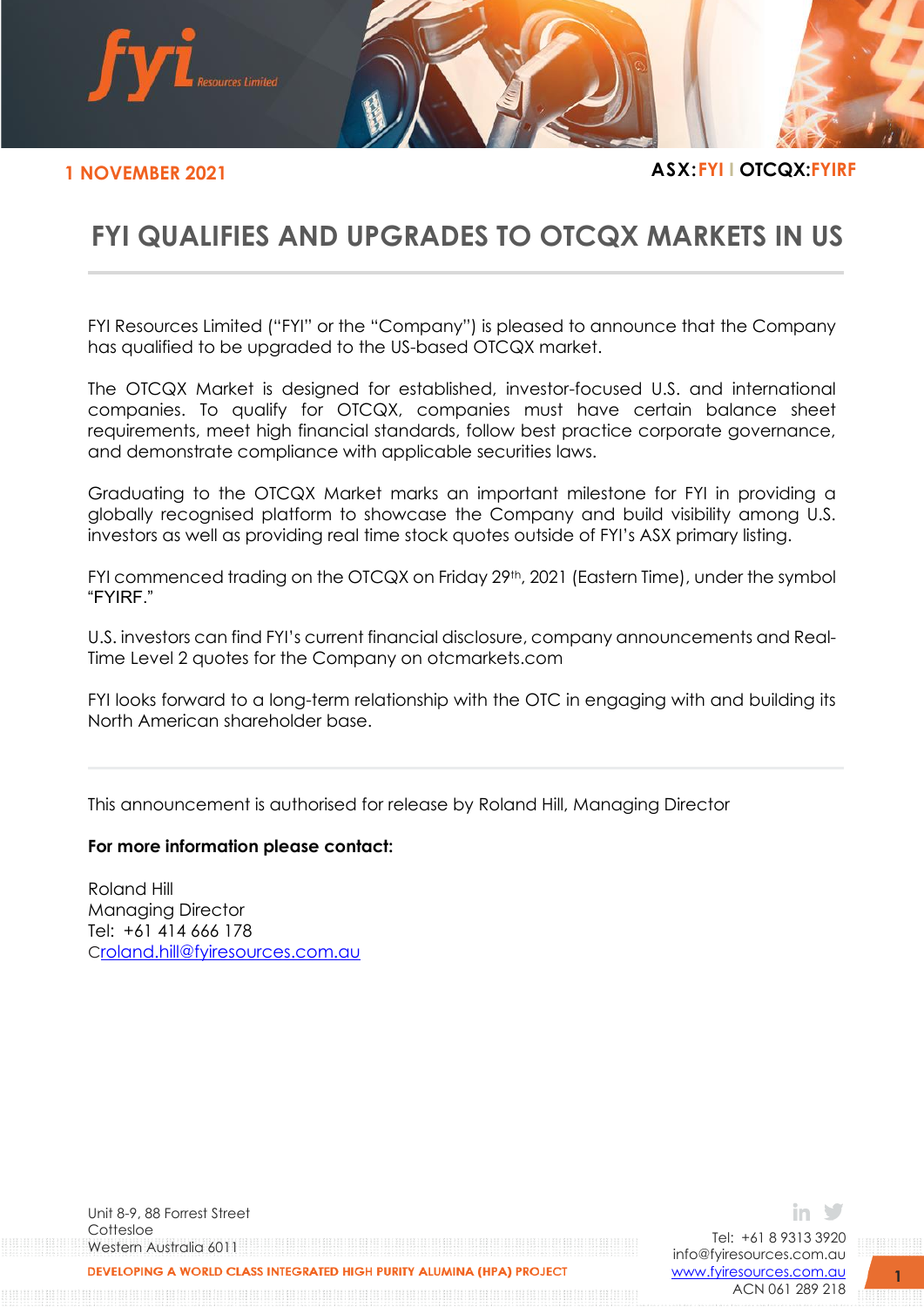1 NOVEMBER 2021

**ASX:FYI | OTCQX:FYIRF**

# FYI QUALIFIES AND UPGRADES TO OTCQX MARKETS IN US

FYI Resources Limited ("FYI" or the "Company") is pleased to announce that the Company has qualified to be upgraded to the US-based OTCQX market.

The OTCQX Market is designed for established, investor-focused U.S. and international companies. To qualify for OTCQX, companies must have certain balance sheet requirements, meet high financial standards, follow best practice corporate governance, and demonstrate compliance with applicable securities laws.

Graduating to the OTCQX Market marks an important milestone for FYI in providing a globally recognised platform to showcase the Company and build visibility among U.S. investors as well as providing real time stock quotes outside of FYI's ASX primary listing.

FYI commenced trading on the OTCQX on Friday 29th, 2021 (Eastern Time), under the symbol "FYIRF."

U.S. investors can find FYI's current financial disclosure, company announcements and Real-Time Level 2 quotes for the Company on otcmarkets.com

FYI looks forward to a long-term relationship with the OTC in engaging with and building its North American shareholder base.

---

This announcement is authorised for release by Roland Hill, Managing Director

**For more information please contact:**

Roland Hill
Managing Director
Tel: +61 414 666 178
Croland.hill@fyiresources.com.au

Unit 8-9, 88 Forrest Street
Cottesloe
Western Australia 6011

DEVELOPING A WORLD CLASS INTEGRATED HIGH PURITY ALUMINA (HPA) PROJECT

Tel: +61 8 9313 3920
info@fyiresources.com.au
www.fyiresources.com.au
ACN 061 289 218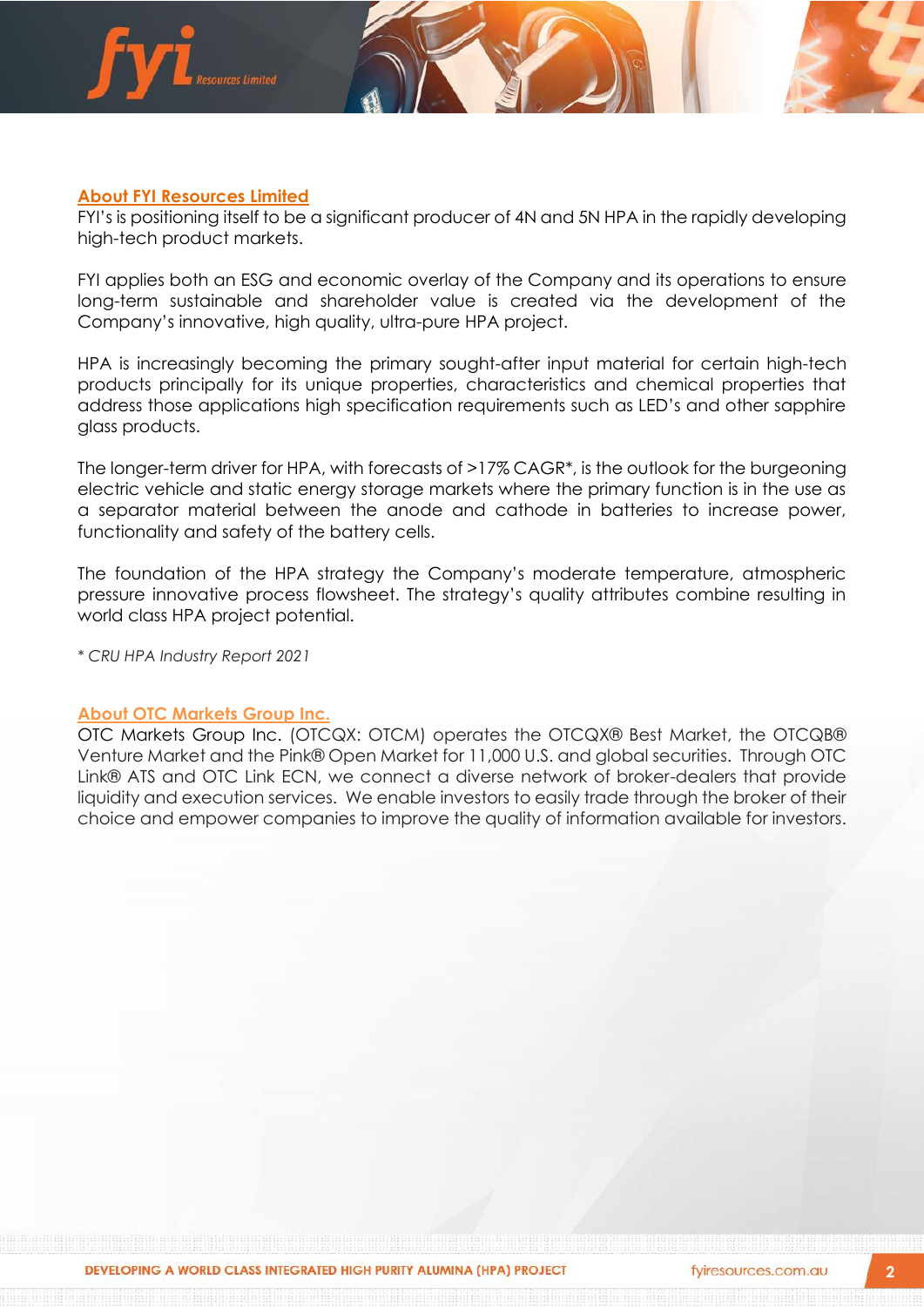## About FYI Resources Limited

FYI's is positioning itself to be a significant producer of 4N and 5N HPA in the rapidly developing high-tech product markets.

FYI applies both an ESG and economic overlay of the Company and its operations to ensure long-term sustainable and shareholder value is created via the development of the Company's innovative, high quality, ultra-pure HPA project.

HPA is increasingly becoming the primary sought-after input material for certain high-tech products principally for its unique properties, characteristics and chemical properties that address those applications high specification requirements such as LED's and other sapphire glass products.

The longer-term driver for HPA, with forecasts of >17% CAGR*, is the outlook for the burgeoning electric vehicle and static energy storage markets where the primary function is in the use as a separator material between the anode and cathode in batteries to increase power, functionality and safety of the battery cells.

The foundation of the HPA strategy the Company's moderate temperature, atmospheric pressure innovative process flowsheet. The strategy's quality attributes combine resulting in world class HPA project potential.

*\* CRU HPA Industry Report 2021*

## About OTC Markets Group Inc.

OTC Markets Group Inc. (OTCQX: OTCM) operates the OTCQX® Best Market, the OTCQB® Venture Market and the Pink® Open Market for 11,000 U.S. and global securities. Through OTC Link® ATS and OTC Link ECN, we connect a diverse network of broker-dealers that provide liquidity and execution services. We enable investors to easily trade through the broker of their choice and empower companies to improve the quality of information available for investors.